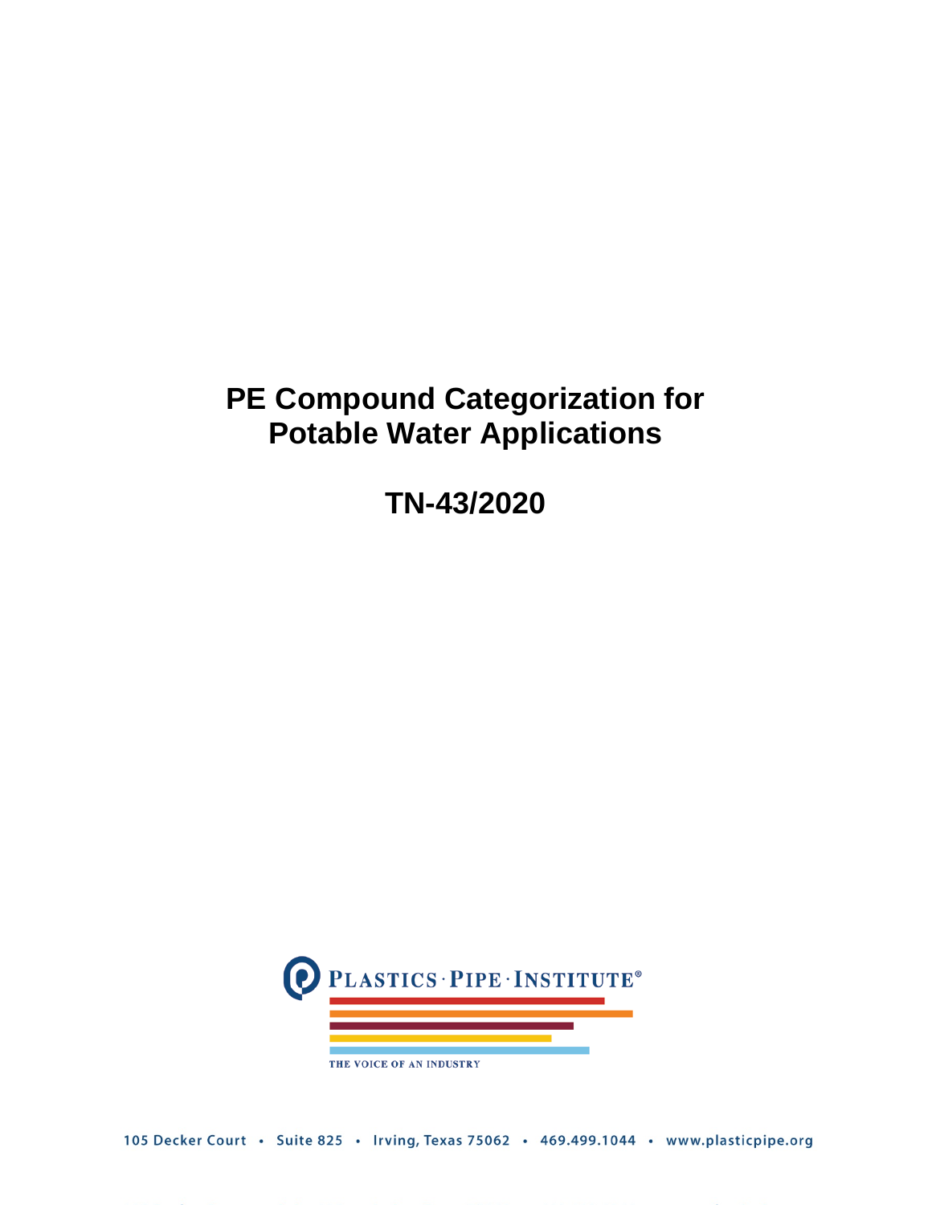# PE Compound Categorization for Potable Water Applications

## TN-43/2020

PLASTICS · PIPE · INSTITUTE®

THE VOICE OF AN INDUSTRY

105 Decker Court • Suite 825 • Irving, Texas 75062 • 469.499.1044 • www.plasticpipe.org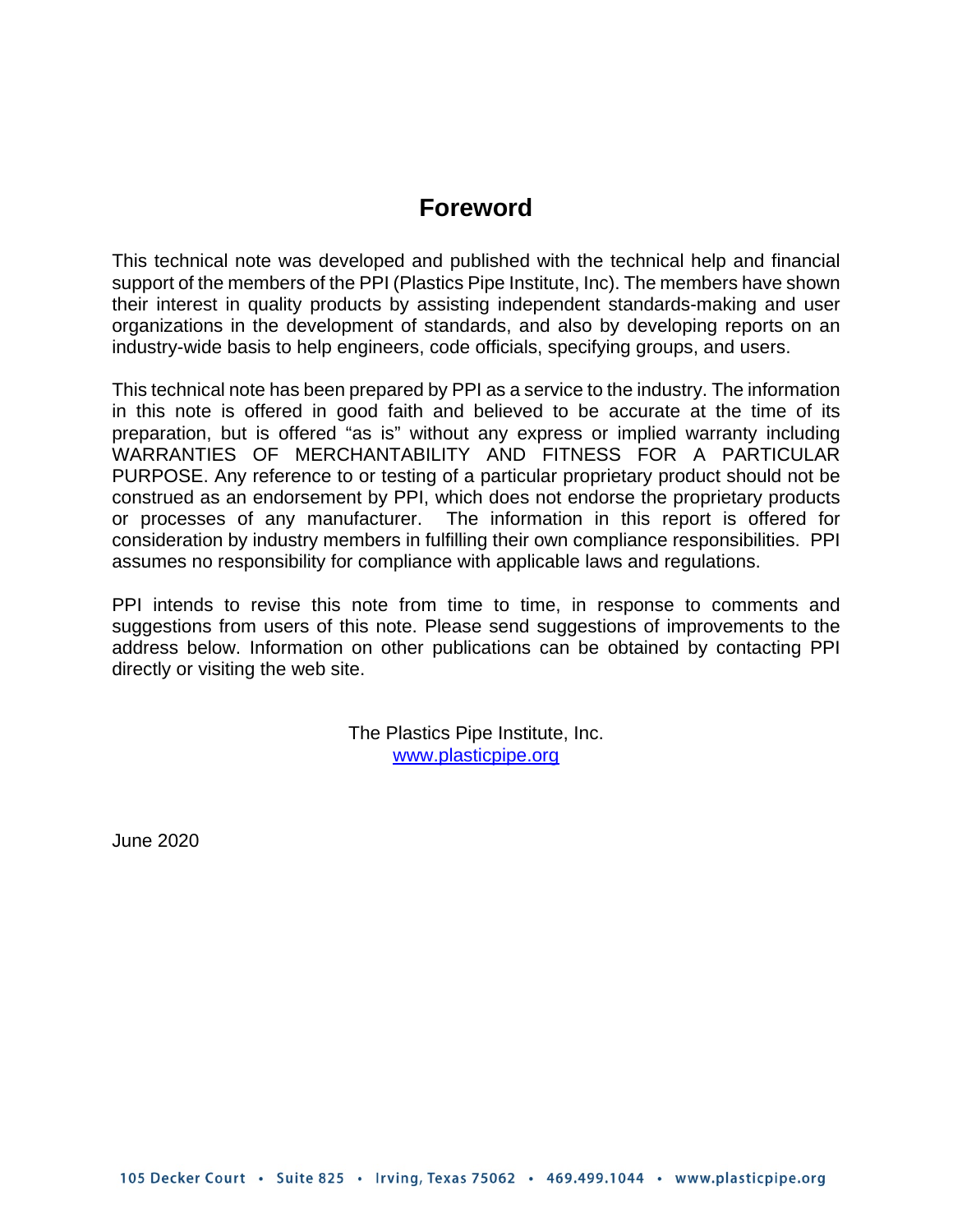# Foreword

This technical note was developed and published with the technical help and financial support of the members of the PPI (Plastics Pipe Institute, Inc). The members have shown their interest in quality products by assisting independent standards-making and user organizations in the development of standards, and also by developing reports on an industry-wide basis to help engineers, code officials, specifying groups, and users.

This technical note has been prepared by PPI as a service to the industry. The information in this note is offered in good faith and believed to be accurate at the time of its preparation, but is offered "as is" without any express or implied warranty including WARRANTIES OF MERCHANTABILITY AND FITNESS FOR A PARTICULAR PURPOSE. Any reference to or testing of a particular proprietary product should not be construed as an endorsement by PPI, which does not endorse the proprietary products or processes of any manufacturer. The information in this report is offered for consideration by industry members in fulfilling their own compliance responsibilities. PPI assumes no responsibility for compliance with applicable laws and regulations.

PPI intends to revise this note from time to time, in response to comments and suggestions from users of this note. Please send suggestions of improvements to the address below. Information on other publications can be obtained by contacting PPI directly or visiting the web site.

The Plastics Pipe Institute, Inc.
www.plasticpipe.org

June 2020

105 Decker Court • Suite 825 • Irving, Texas 75062 • 469.499.1044 • www.plasticpipe.org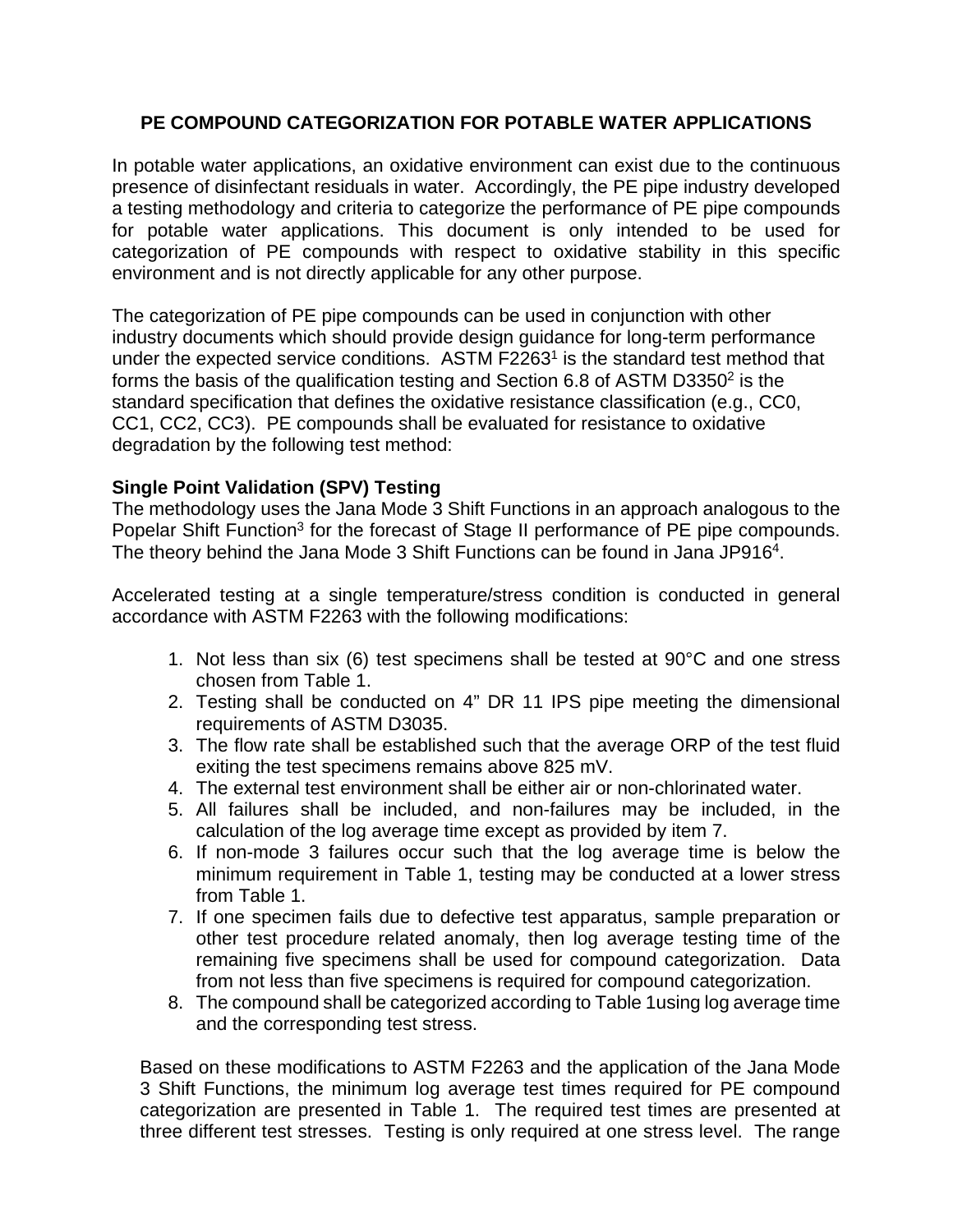## PE COMPOUND CATEGORIZATION FOR POTABLE WATER APPLICATIONS

In potable water applications, an oxidative environment can exist due to the continuous presence of disinfectant residuals in water. Accordingly, the PE pipe industry developed a testing methodology and criteria to categorize the performance of PE pipe compounds for potable water applications. This document is only intended to be used for categorization of PE compounds with respect to oxidative stability in this specific environment and is not directly applicable for any other purpose.

The categorization of PE pipe compounds can be used in conjunction with other industry documents which should provide design guidance for long-term performance under the expected service conditions. ASTM F2263[1] is the standard test method that forms the basis of the qualification testing and Section 6.8 of ASTM D3350[2] is the standard specification that defines the oxidative resistance classification (e.g., CC0, CC1, CC2, CC3). PE compounds shall be evaluated for resistance to oxidative degradation by the following test method:

**Single Point Validation (SPV) Testing**

The methodology uses the Jana Mode 3 Shift Functions in an approach analogous to the Popelar Shift Function[3] for the forecast of Stage II performance of PE pipe compounds. The theory behind the Jana Mode 3 Shift Functions can be found in Jana JP916[4].

Accelerated testing at a single temperature/stress condition is conducted in general accordance with ASTM F2263 with the following modifications:

1. Not less than six (6) test specimens shall be tested at 90°C and one stress chosen from Table 1.
2. Testing shall be conducted on 4" DR 11 IPS pipe meeting the dimensional requirements of ASTM D3035.
3. The flow rate shall be established such that the average ORP of the test fluid exiting the test specimens remains above 825 mV.
4. The external test environment shall be either air or non-chlorinated water.
5. All failures shall be included, and non-failures may be included, in the calculation of the log average time except as provided by item 7.
6. If non-mode 3 failures occur such that the log average time is below the minimum requirement in Table 1, testing may be conducted at a lower stress from Table 1.
7. If one specimen fails due to defective test apparatus, sample preparation or other test procedure related anomaly, then log average testing time of the remaining five specimens shall be used for compound categorization. Data from not less than five specimens is required for compound categorization.
8. The compound shall be categorized according to Table 1using log average time and the corresponding test stress.

Based on these modifications to ASTM F2263 and the application of the Jana Mode 3 Shift Functions, the minimum log average test times required for PE compound categorization are presented in Table 1. The required test times are presented at three different test stresses. Testing is only required at one stress level. The range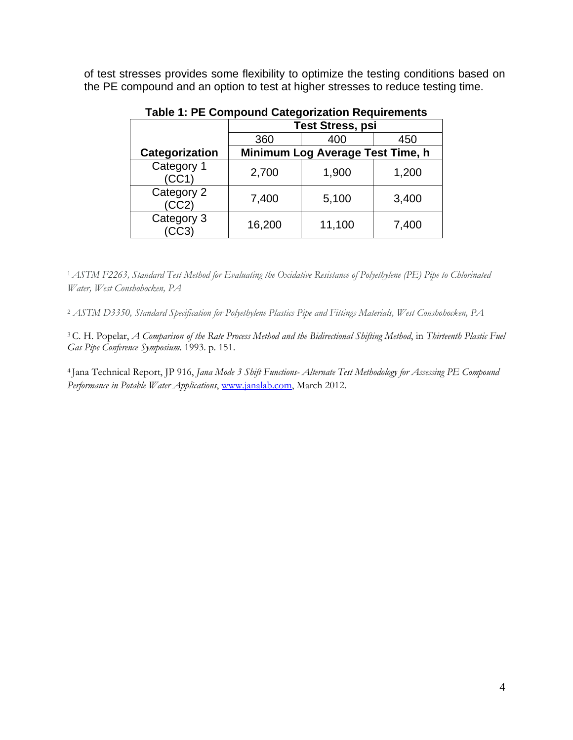of test stresses provides some flexibility to optimize the testing conditions based on the PE compound and an option to test at higher stresses to reduce testing time.

**Table 1: PE Compound Categorization Requirements**

| | Test Stress, psi | | |
|---|---|---|---|
| | 360 | 400 | 450 |
| **Categorization** | **Minimum Log Average Test Time, h** | | |
| Category 1 (CC1) | 2,700 | 1,900 | 1,200 |
| Category 2 (CC2) | 7,400 | 5,100 | 3,400 |
| Category 3 (CC3) | 16,200 | 11,100 | 7,400 |

[1] *ASTM F2263, Standard Test Method for Evaluating the Oxidative Resistance of Polyethylene (PE) Pipe to Chlorinated Water, West Conshohocken, PA*

[2] *ASTM D3350, Standard Specification for Polyethylene Plastics Pipe and Fittings Materials, West Conshohocken, PA*

[3] C. H. Popelar, *A Comparison of the Rate Process Method and the Bidirectional Shifting Method*, in *Thirteenth Plastic Fuel Gas Pipe Conference Symposium.* 1993. p. 151.

[4] Jana Technical Report, JP 916, *Jana Mode 3 Shift Functions- Alternate Test Methodology for Assessing PE Compound Performance in Potable Water Applications*, www.janalab.com, March 2012.